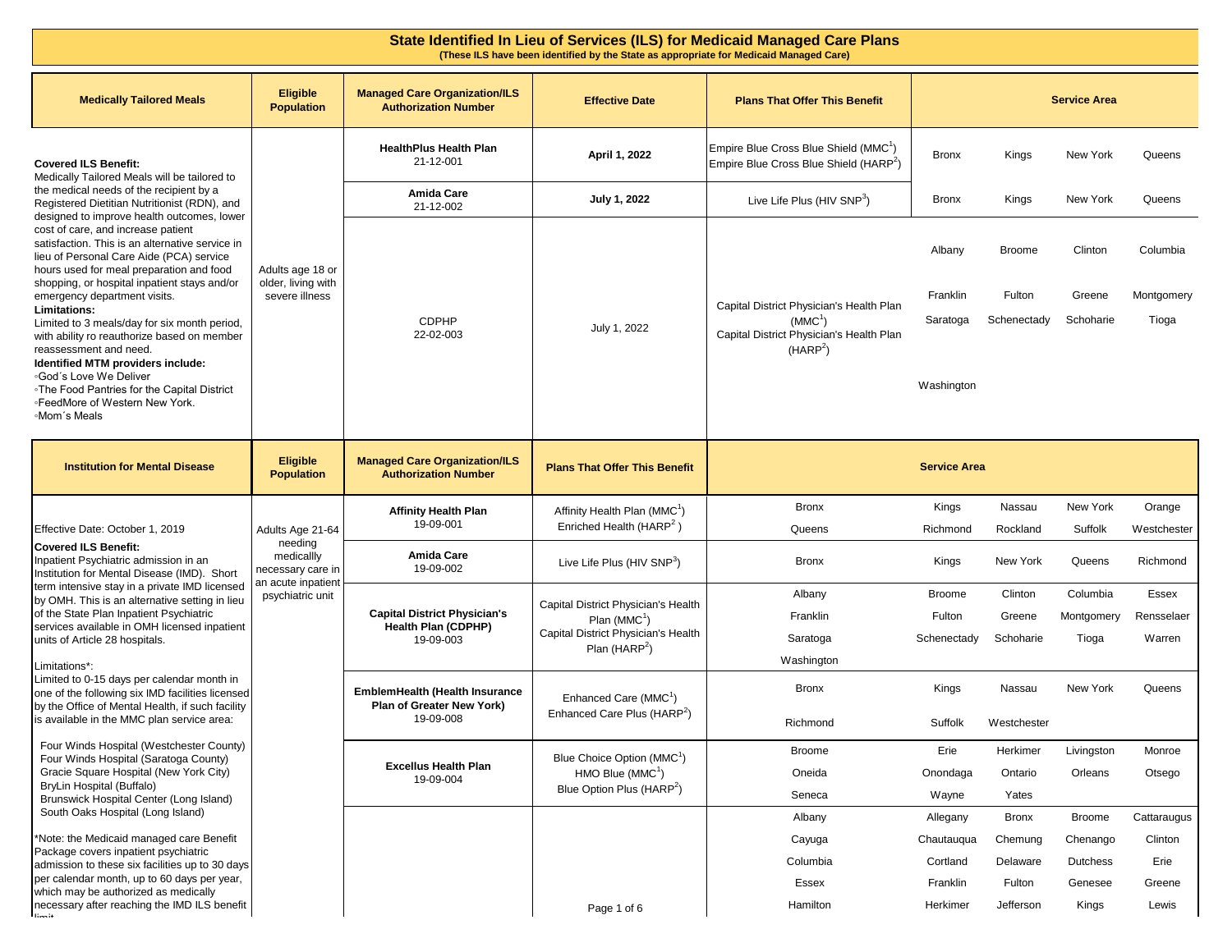# State Identified In Lieu of Services (ILS) for Medicaid Managed Care Plans

**(These ILS have been identified by the State as appropriate for Medicaid Managed Care)**

| Medically Tailored Meals | Eligible Population | Managed Care Organization/ILS Authorization Number | Effective Date | Plans That Offer This Benefit | Service Area |
|---|---|---|---|---|---|
| **Covered ILS Benefit:** Medically Tailored Meals will be tailored to the medical needs of the recipient by a Registered Dietitian Nutritionist (RDN), and designed to improve health outcomes, lower cost of care, and increase patient satisfaction. This is an alternative service in lieu of Personal Care Aide (PCA) service hours used for meal preparation and food shopping, or hospital inpatient stays and/or emergency department visits. **Limitations:** Limited to 3 meals/day for six month period, with ability ro reauthorize based on member reassessment and need. **Identified MTM providers include:** ◦God´s Love We Deliver ◦The Food Pantries for the Capital District ◦FeedMore of Western New York. ◦Mom´s Meals | Adults age 18 or older, living with severe illness | **HealthPlus Health Plan** 21-12-001 | **April 1, 2022** | Empire Blue Cross Blue Shield (MMC[1]) Empire Blue Cross Blue Shield (HARP[2]) | Bronx, Kings, New York, Queens |
| | | **Amida Care** 21-12-002 | **July 1, 2022** | Live Life Plus (HIV SNP[3]) | Bronx, Kings, New York, Queens |
| | | CDPHP 22-02-003 | July 1, 2022 | Capital District Physician's Health Plan (MMC[1]) Capital District Physician's Health Plan (HARP[2]) | Albany, Broome, Clinton, Columbia, Franklin, Fulton, Greene, Montgomery, Saratoga, Schenectady, Schoharie, Tioga, Washington |

| Institution for Mental Disease | Eligible Population | Managed Care Organization/ILS Authorization Number | Plans That Offer This Benefit | Service Area |
|---|---|---|---|---|
| Effective Date: October 1, 2019<br>**Covered ILS Benefit:** Inpatient Psychiatric admission in an Institution for Mental Disease (IMD). Short term intensive stay in a private IMD licensed by OMH. This is an alternative setting in lieu of the State Plan Inpatient Psychiatric services available in OMH licensed inpatient units of Article 28 hospitals.<br>Limitations*: Limited to 0-15 days per calendar month in one of the following six IMD facilities licensed by the Office of Mental Health, if such facility is available in the MMC plan service area: Four Winds Hospital (Westchester County), Four Winds Hospital (Saratoga County), Gracie Square Hospital (New York City), BryLin Hospital (Buffalo), Brunswick Hospital Center (Long Island), South Oaks Hospital (Long Island)<br>*Note: the Medicaid managed care Benefit Package covers inpatient psychiatric admission to these six facilities up to 30 days per calendar month, up to 60 days per year, which may be authorized as medically necessary after reaching the IMD ILS benefit limit. | Adults Age 21-64 needing medicallly necessary care in an acute inpatient psychiatric unit | **Affinity Health Plan** 19-09-001 | Affinity Health Plan (MMC[1]) Enriched Health (HARP[2]) | Bronx, Kings, Nassau, New York, Orange, Queens, Richmond, Rockland, Suffolk, Westchester |
| | | **Amida Care** 19-09-002 | Live Life Plus (HIV SNP[3]) | Bronx, Kings, New York, Queens, Richmond |
| | | **Capital District Physician's Health Plan (CDPHP)** 19-09-003 | Capital District Physician's Health Plan (MMC[1]) Capital District Physician's Health Plan (HARP[2]) | Albany, Broome, Clinton, Columbia, Essex, Franklin, Fulton, Greene, Montgomery, Rensselaer, Saratoga, Schenectady, Schoharie, Tioga, Warren, Washington |
| | | **EmblemHealth (Health Insurance Plan of Greater New York)** 19-09-008 | Enhanced Care (MMC[1]) Enhanced Care Plus (HARP[2]) | Bronx, Kings, Nassau, New York, Queens, Richmond, Suffolk, Westchester |
| | | **Excellus Health Plan** 19-09-004 | Blue Choice Option (MMC[1]) HMO Blue (MMC[1]) Blue Option Plus (HARP[2]) | Broome, Erie, Herkimer, Livingston, Monroe, Oneida, Onondaga, Ontario, Orleans, Otsego, Seneca, Wayne, Yates |
| | | | | Albany, Allegany, Bronx, Broome, Cattaraugus, Cayuga, Chautauqua, Chemung, Chenango, Clinton, Columbia, Cortland, Delaware, Dutchess, Erie, Essex, Franklin, Fulton, Genesee, Greene, Hamilton, Herkimer, Jefferson, Kings, Lewis |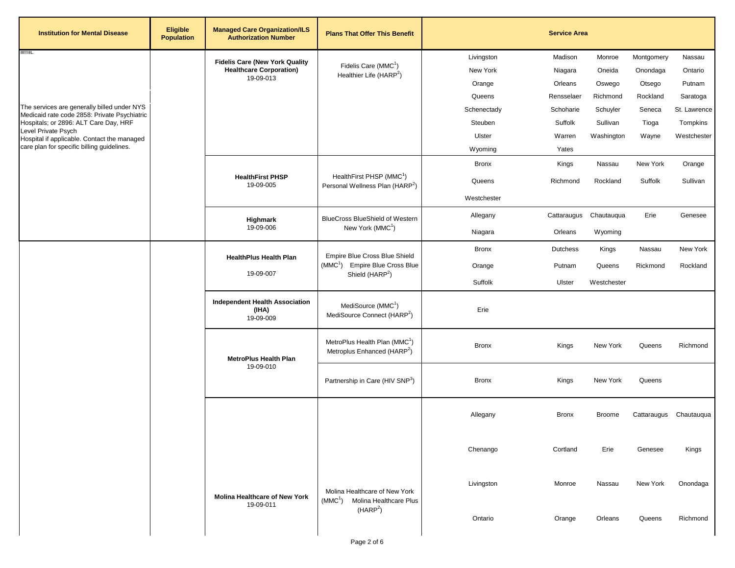| Institution for Mental Disease | Eligible Population | Managed Care Organization/ILS Authorization Number | Plans That Offer This Benefit | Service Area |
|---|---|---|---|---|
| limit.<br><br>The services are generally billed under NYS Medicaid rate code 2858: Private Psychiatric Hospitals; or 2896: ALT Care Day, HRF Level Private Psych Hospital if applicable. Contact the managed care plan for specific billing guidelines. | | **Fidelis Care (New York Quality Healthcare Corporation)**<br>19-09-013 | Fidelis Care (MMC[1])<br>Healthier Life (HARP[2]) | Livingston, Madison, Monroe, Montgomery, Nassau, New York, Niagara, Oneida, Onondaga, Ontario, Orange, Orleans, Oswego, Otsego, Putnam, Queens, Rensselaer, Richmond, Rockland, Saratoga, Schenectady, Schoharie, Schuyler, Seneca, St. Lawrence, Steuben, Suffolk, Sullivan, Tioga, Tompkins, Ulster, Warren, Washington, Wayne, Westchester, Wyoming, Yates |
| | | **HealthFirst PHSP**<br>19-09-005 | HealthFirst PHSP (MMC[1])<br>Personal Wellness Plan (HARP[2]) | Bronx, Kings, Nassau, New York, Orange, Queens, Richmond, Rockland, Suffolk, Sullivan, Westchester |
| | | **Highmark**<br>19-09-006 | BlueCross BlueShield of Western New York (MMC[1]) | Allegany, Cattaraugus, Chautauqua, Erie, Genesee, Niagara, Orleans, Wyoming |
| | | **HealthPlus Health Plan**<br>19-09-007 | Empire Blue Cross Blue Shield (MMC[1]) Empire Blue Cross Blue Shield (HARP[2]) | Bronx, Dutchess, Kings, Nassau, New York, Orange, Putnam, Queens, Rickmond, Rockland, Suffolk, Ulster, Westchester |
| | | **Independent Health Association (IHA)**<br>19-09-009 | MediSource (MMC[1])<br>MediSource Connect (HARP[2]) | Erie |
| | | **MetroPlus Health Plan**<br>19-09-010 | MetroPlus Health Plan (MMC[1])<br>Metroplus Enhanced (HARP[2]) | Bronx, Kings, New York, Queens, Richmond |
| | | | Partnership in Care (HIV SNP[3]) | Bronx, Kings, New York, Queens |
| | | **Molina Healthcare of New York**<br>19-09-011 | Molina Healthcare of New York (MMC[1]) Molina Healthcare Plus (HARP[2]) | Allegany, Bronx, Broome, Cattaraugus, Chautauqua, Chenango, Cortland, Erie, Genesee, Kings, Livingston, Monroe, Nassau, New York, Onondaga, Ontario, Orange, Orleans, Queens, Richmond |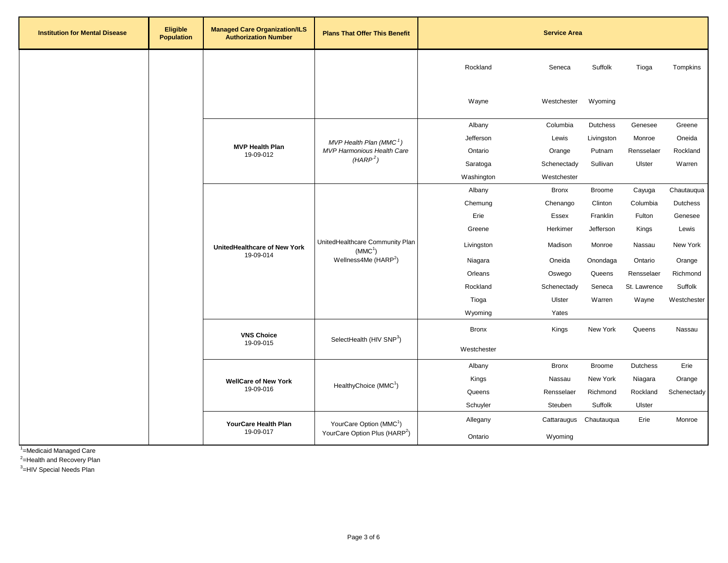| Institution for Mental Disease | Eligible Population | Managed Care Organization/ILS Authorization Number | Plans That Offer This Benefit | Service Area | | | | |
|---|---|---|---|---|---|---|---|---|
| | | | | Rockland | Seneca | Suffolk | Tioga | Tompkins |
| | | | | Wayne | Westchester | Wyoming | | |
| | | **MVP Health Plan** 19-09-012 | *MVP Health Plan (MMC[1])* *MVP Harmonious Health Care (HARP[2])* | Albany | Columbia | Dutchess | Genesee | Greene |
| | | | | Jefferson | Lewis | Livingston | Monroe | Oneida |
| | | | | Ontario | Orange | Putnam | Rensselaer | Rockland |
| | | | | Saratoga | Schenectady | Sullivan | Ulster | Warren |
| | | | | Washington | Westchester | | | |
| | | **UnitedHealthcare of New York** 19-09-014 | UnitedHealthcare Community Plan (MMC[1]) Wellness4Me (HARP[2]) | Albany | Bronx | Broome | Cayuga | Chautauqua |
| | | | | Chemung | Chenango | Clinton | Columbia | Dutchess |
| | | | | Erie | Essex | Franklin | Fulton | Genesee |
| | | | | Greene | Herkimer | Jefferson | Kings | Lewis |
| | | | | Livingston | Madison | Monroe | Nassau | New York |
| | | | | Niagara | Oneida | Onondaga | Ontario | Orange |
| | | | | Orleans | Oswego | Queens | Rensselaer | Richmond |
| | | | | Rockland | Schenectady | Seneca | St. Lawrence | Suffolk |
| | | | | Tioga | Ulster | Warren | Wayne | Westchester |
| | | | | Wyoming | Yates | | | |
| | | **VNS Choice** 19-09-015 | SelectHealth (HIV SNP[3]) | Bronx | Kings | New York | Queens | Nassau |
| | | | | Westchester | | | | |
| | | **WellCare of New York** 19-09-016 | HealthyChoice (MMC[1]) | Albany | Bronx | Broome | Dutchess | Erie |
| | | | | Kings | Nassau | New York | Niagara | Orange |
| | | | | Queens | Rensselaer | Richmond | Rockland | Schenectady |
| | | | | Schuyler | Steuben | Suffolk | Ulster | |
| | | **YourCare Health Plan** 19-09-017 | YourCare Option (MMC[1]) YourCare Option Plus (HARP[2]) | Allegany | Cattaraugus | Chautauqua | Erie | Monroe |
| | | | | Ontario | Wyoming | | | |

[1]=Medicaid Managed Care
[2]=Health and Recovery Plan
[3]=HIV Special Needs Plan